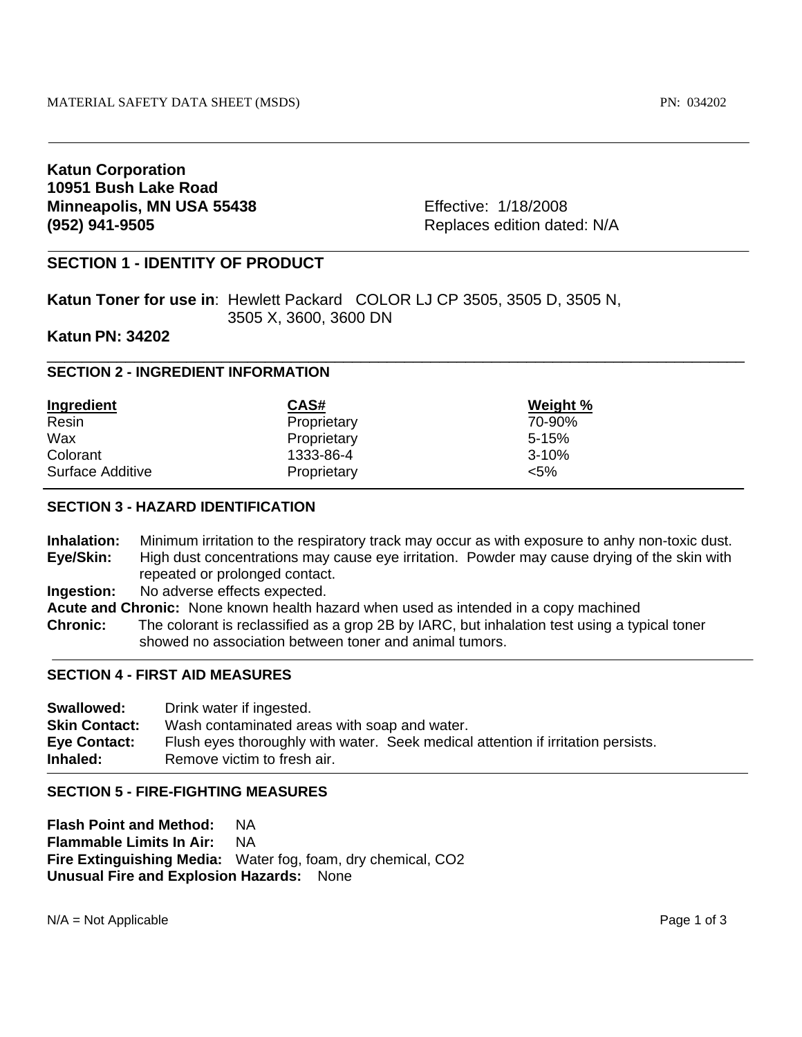MATERIAL SAFETY DATA SHEET (MSDS) PN: 034202

**Katun Corporation**
**10951 Bush Lake Road**
**Minneapolis, MN USA 55438**
**(952) 941-9505**

Effective: 1/18/2008
Replaces edition dated: N/A

## SECTION 1 - IDENTITY OF PRODUCT

**Katun Toner for use in**: Hewlett Packard COLOR LJ CP 3505, 3505 D, 3505 N, 3505 X, 3600, 3600 DN

**Katun PN: 34202**

## SECTION 2 - INGREDIENT INFORMATION

| Ingredient | CAS# | Weight % |
|---|---|---|
| Resin | Proprietary | 70-90% |
| Wax | Proprietary | 5-15% |
| Colorant | 1333-86-4 | 3-10% |
| Surface Additive | Proprietary | <5% |

## SECTION 3 - HAZARD IDENTIFICATION

**Inhalation:** Minimum irritation to the respiratory track may occur as with exposure to anhy non-toxic dust.

**Eye/Skin:** High dust concentrations may cause eye irritation. Powder may cause drying of the skin with repeated or prolonged contact.

**Ingestion:** No adverse effects expected.

**Acute and Chronic:** None known health hazard when used as intended in a copy machined

**Chronic:** The colorant is reclassified as a grop 2B by IARC, but inhalation test using a typical toner showed no association between toner and animal tumors.

## SECTION 4 - FIRST AID MEASURES

**Swallowed:** Drink water if ingested.

**Skin Contact:** Wash contaminated areas with soap and water.

**Eye Contact:** Flush eyes thoroughly with water. Seek medical attention if irritation persists.

**Inhaled:** Remove victim to fresh air.

## SECTION 5 - FIRE-FIGHTING MEASURES

**Flash Point and Method:** NA

**Flammable Limits In Air:** NA

**Fire Extinguishing Media:** Water fog, foam, dry chemical, $CO_2$

**Unusual Fire and Explosion Hazards:** None

N/A = Not Applicable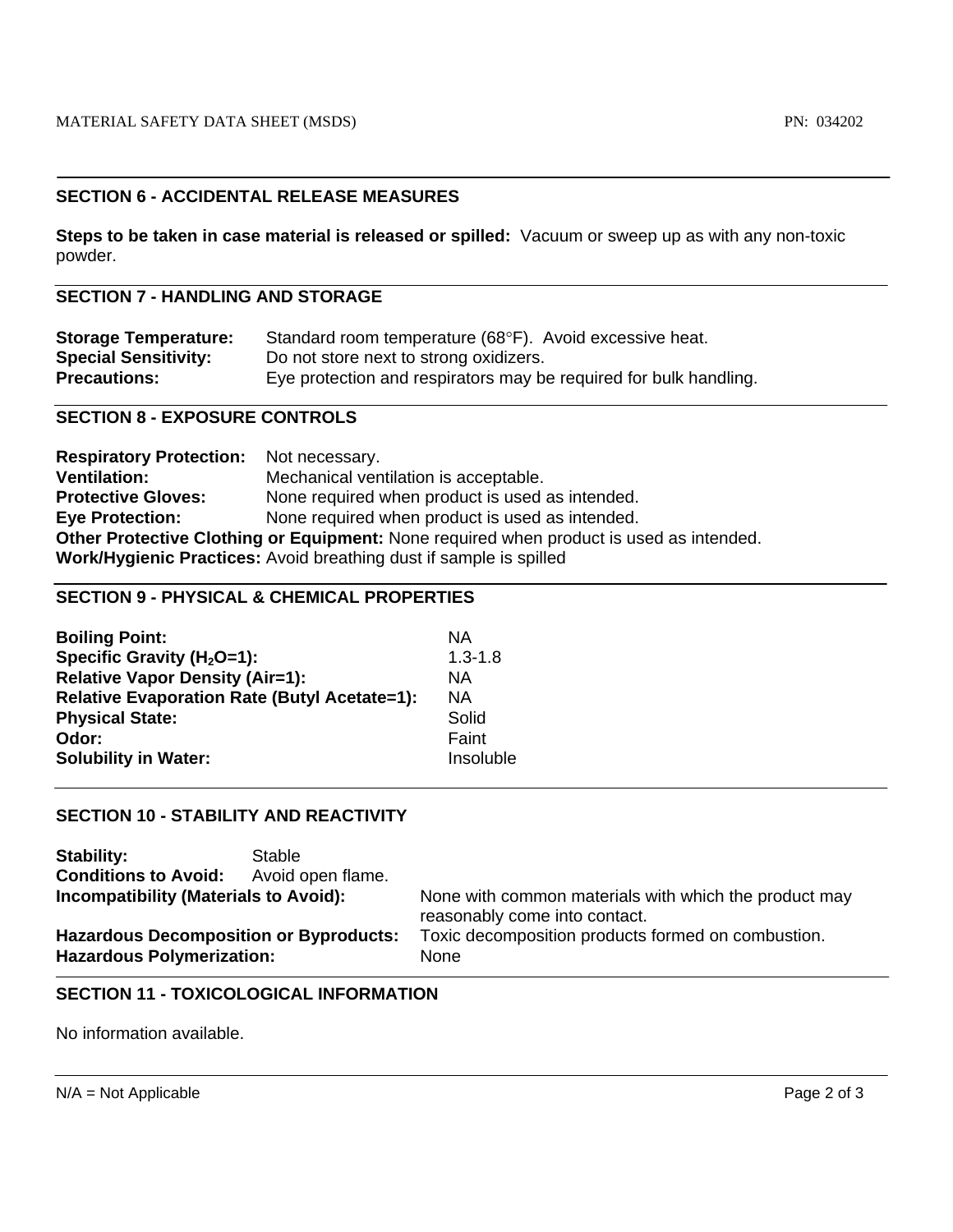## SECTION 6 - ACCIDENTAL RELEASE MEASURES

**Steps to be taken in case material is released or spilled:** Vacuum or sweep up as with any non-toxic powder.

## SECTION 7 - HANDLING AND STORAGE

**Storage Temperature:** Standard room temperature (68°F). Avoid excessive heat.
**Special Sensitivity:** Do not store next to strong oxidizers.
**Precautions:** Eye protection and respirators may be required for bulk handling.

## SECTION 8 - EXPOSURE CONTROLS

**Respiratory Protection:** Not necessary.
**Ventilation:** Mechanical ventilation is acceptable.
**Protective Gloves:** None required when product is used as intended.
**Eye Protection:** None required when product is used as intended.
**Other Protective Clothing or Equipment:** None required when product is used as intended.
**Work/Hygienic Practices:** Avoid breathing dust if sample is spilled

## SECTION 9 - PHYSICAL & CHEMICAL PROPERTIES

| | |
|---|---|
| **Boiling Point:** | NA |
| **Specific Gravity ($H_2O$=1):** | 1.3-1.8 |
| **Relative Vapor Density (Air=1):** | NA |
| **Relative Evaporation Rate (Butyl Acetate=1):** | NA |
| **Physical State:** | Solid |
| **Odor:** | Faint |
| **Solubility in Water:** | Insoluble |

## SECTION 10 - STABILITY AND REACTIVITY

**Stability:** Stable
**Conditions to Avoid:** Avoid open flame.
**Incompatibility (Materials to Avoid):** None with common materials with which the product may reasonably come into contact.
**Hazardous Decomposition or Byproducts:** Toxic decomposition products formed on combustion.
**Hazardous Polymerization:** None

## SECTION 11 - TOXICOLOGICAL INFORMATION

No information available.

N/A = Not Applicable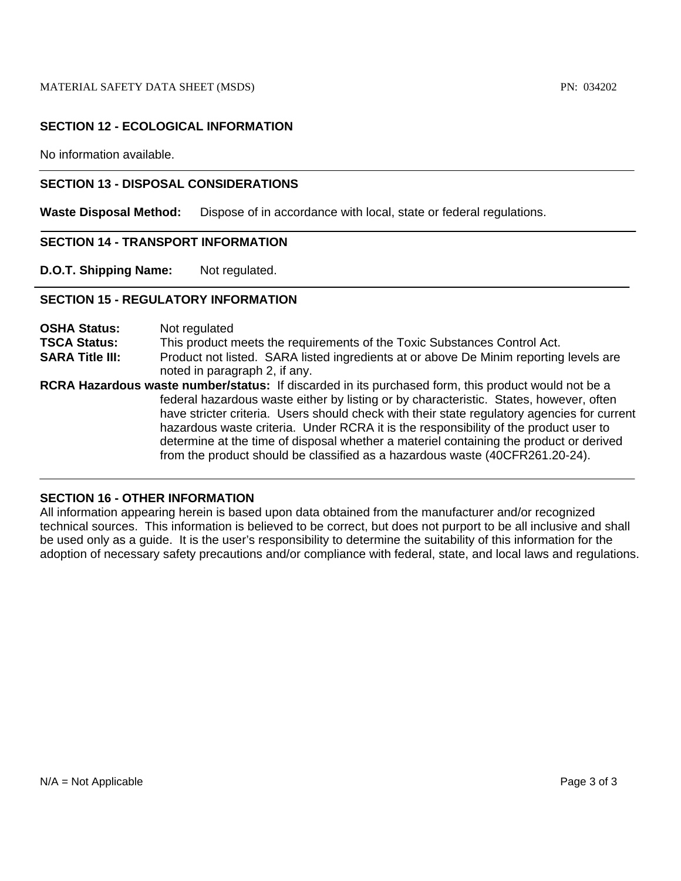## SECTION 12 - ECOLOGICAL INFORMATION

No information available.

## SECTION 13 - DISPOSAL CONSIDERATIONS

**Waste Disposal Method:** Dispose of in accordance with local, state or federal regulations.

## SECTION 14 - TRANSPORT INFORMATION

**D.O.T. Shipping Name:** Not regulated.

## SECTION 15 - REGULATORY INFORMATION

**OSHA Status:** Not regulated

**TSCA Status:** This product meets the requirements of the Toxic Substances Control Act.

**SARA Title III:** Product not listed. SARA listed ingredients at or above De Minim reporting levels are noted in paragraph 2, if any.

**RCRA Hazardous waste number/status:** If discarded in its purchased form, this product would not be a federal hazardous waste either by listing or by characteristic. States, however, often have stricter criteria. Users should check with their state regulatory agencies for current hazardous waste criteria. Under RCRA it is the responsibility of the product user to determine at the time of disposal whether a materiel containing the product or derived from the product should be classified as a hazardous waste (40CFR261.20-24).

## SECTION 16 - OTHER INFORMATION

All information appearing herein is based upon data obtained from the manufacturer and/or recognized technical sources. This information is believed to be correct, but does not purport to be all inclusive and shall be used only as a guide. It is the user's responsibility to determine the suitability of this information for the adoption of necessary safety precautions and/or compliance with federal, state, and local laws and regulations.

N/A = Not Applicable